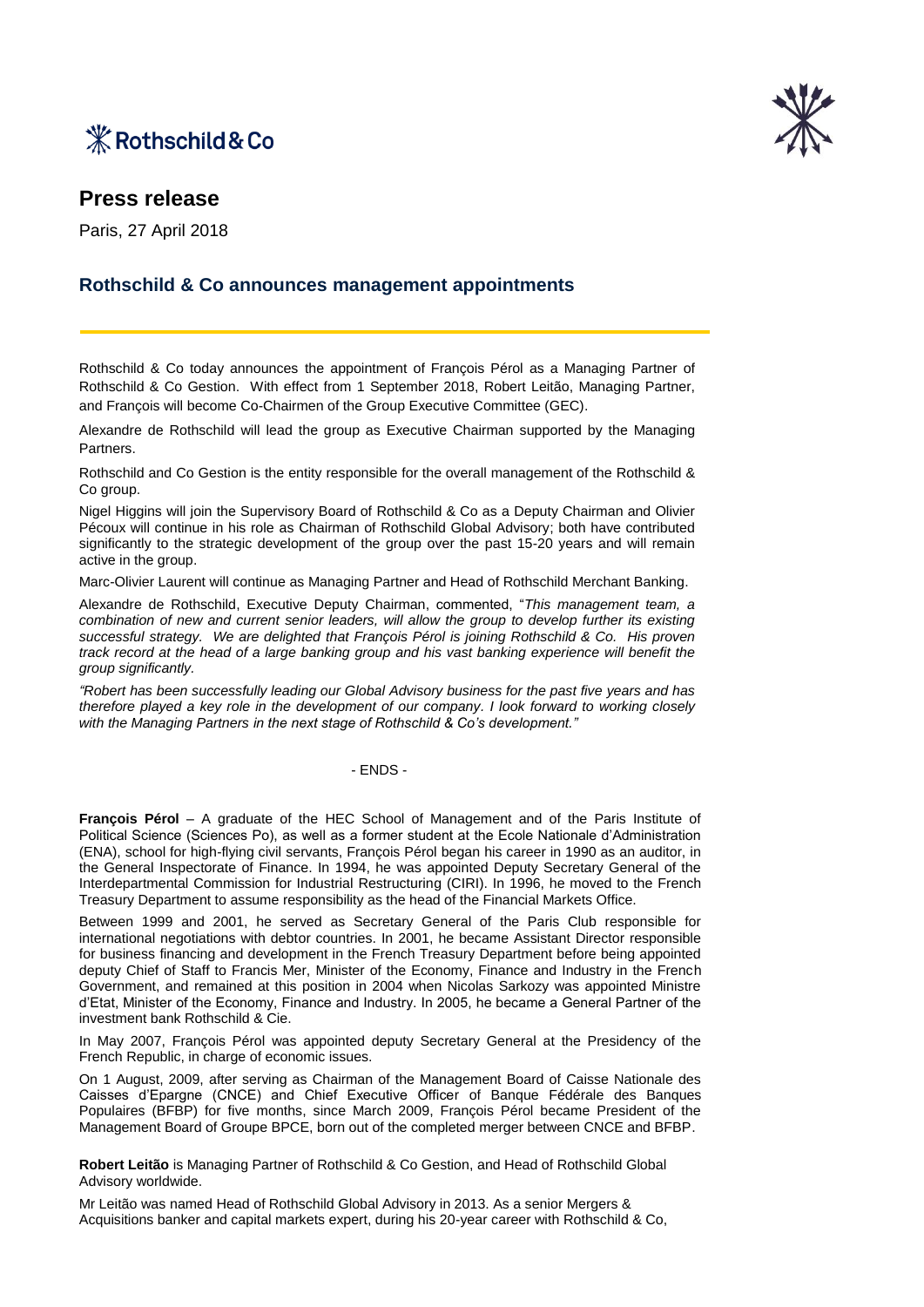Rothschild & Co

# Press release

Paris, 27 April 2018

## Rothschild & Co announces management appointments

Rothschild & Co today announces the appointment of François Pérol as a Managing Partner of Rothschild & Co Gestion. With effect from 1 September 2018, Robert Leitão, Managing Partner, and François will become Co-Chairmen of the Group Executive Committee (GEC).

Alexandre de Rothschild will lead the group as Executive Chairman supported by the Managing Partners.

Rothschild and Co Gestion is the entity responsible for the overall management of the Rothschild & Co group.

Nigel Higgins will join the Supervisory Board of Rothschild & Co as a Deputy Chairman and Olivier Pécoux will continue in his role as Chairman of Rothschild Global Advisory; both have contributed significantly to the strategic development of the group over the past 15-20 years and will remain active in the group.

Marc-Olivier Laurent will continue as Managing Partner and Head of Rothschild Merchant Banking.

Alexandre de Rothschild, Executive Deputy Chairman, commented, "*This management team, a combination of new and current senior leaders, will allow the group to develop further its existing successful strategy. We are delighted that François Pérol is joining Rothschild & Co. His proven track record at the head of a large banking group and his vast banking experience will benefit the group significantly.*

*"Robert has been successfully leading our Global Advisory business for the past five years and has therefore played a key role in the development of our company. I look forward to working closely with the Managing Partners in the next stage of Rothschild & Co's development."*

- ENDS -

**François Pérol** – A graduate of the HEC School of Management and of the Paris Institute of Political Science (Sciences Po), as well as a former student at the Ecole Nationale d'Administration (ENA), school for high-flying civil servants, François Pérol began his career in 1990 as an auditor, in the General Inspectorate of Finance. In 1994, he was appointed Deputy Secretary General of the Interdepartmental Commission for Industrial Restructuring (CIRI). In 1996, he moved to the French Treasury Department to assume responsibility as the head of the Financial Markets Office.

Between 1999 and 2001, he served as Secretary General of the Paris Club responsible for international negotiations with debtor countries. In 2001, he became Assistant Director responsible for business financing and development in the French Treasury Department before being appointed deputy Chief of Staff to Francis Mer, Minister of the Economy, Finance and Industry in the French Government, and remained at this position in 2004 when Nicolas Sarkozy was appointed Ministre d'Etat, Minister of the Economy, Finance and Industry. In 2005, he became a General Partner of the investment bank Rothschild & Cie.

In May 2007, François Pérol was appointed deputy Secretary General at the Presidency of the French Republic, in charge of economic issues.

On 1 August, 2009, after serving as Chairman of the Management Board of Caisse Nationale des Caisses d'Epargne (CNCE) and Chief Executive Officer of Banque Fédérale des Banques Populaires (BFBP) for five months, since March 2009, François Pérol became President of the Management Board of Groupe BPCE, born out of the completed merger between CNCE and BFBP.

**Robert Leitão** is Managing Partner of Rothschild & Co Gestion, and Head of Rothschild Global Advisory worldwide.

Mr Leitão was named Head of Rothschild Global Advisory in 2013. As a senior Mergers & Acquisitions banker and capital markets expert, during his 20-year career with Rothschild & Co,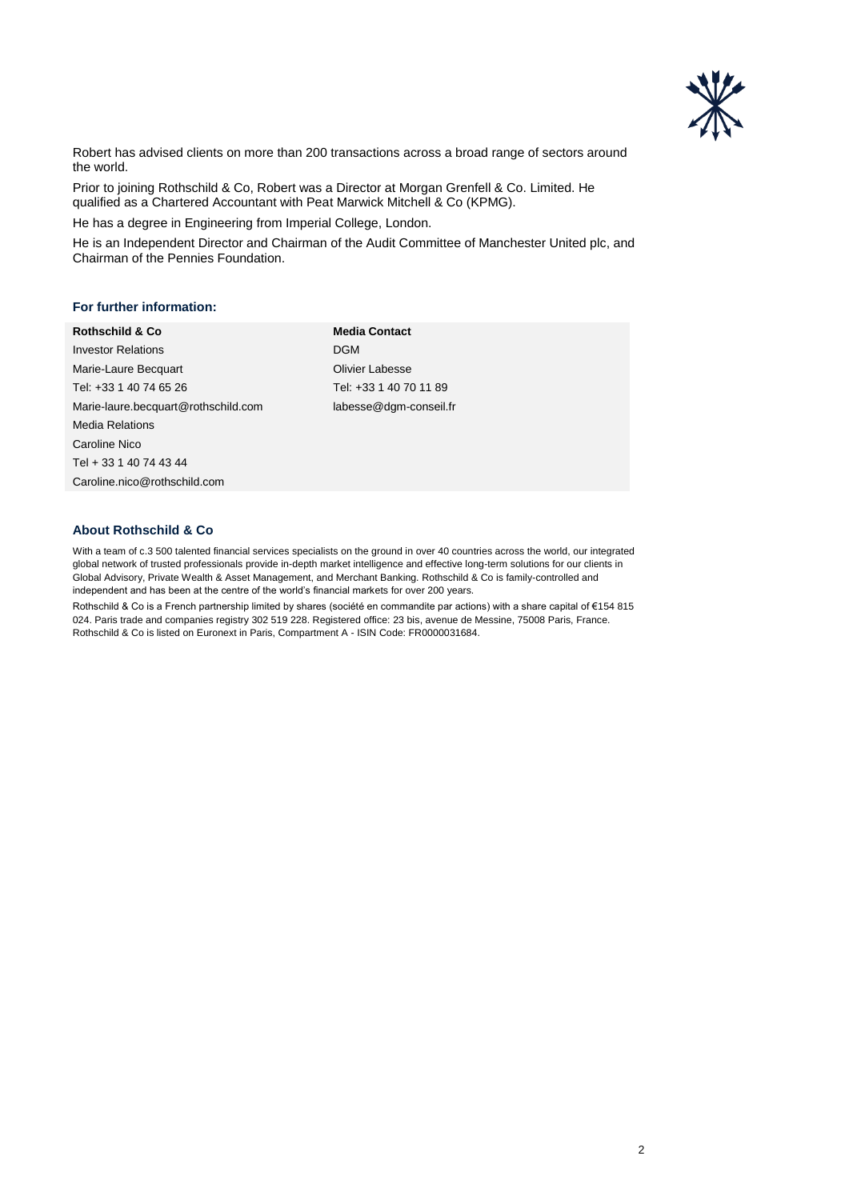Robert has advised clients on more than 200 transactions across a broad range of sectors around the world.

Prior to joining Rothschild & Co, Robert was a Director at Morgan Grenfell & Co. Limited. He qualified as a Chartered Accountant with Peat Marwick Mitchell & Co (KPMG).

He has a degree in Engineering from Imperial College, London.

He is an Independent Director and Chairman of the Audit Committee of Manchester United plc, and Chairman of the Pennies Foundation.

### For further information:

| **Rothschild & Co** | **Media Contact** |
| --- | --- |
| Investor Relations | DGM |
| Marie-Laure Becquart | Olivier Labesse |
| Tel: +33 1 40 74 65 26 | Tel: +33 1 40 70 11 89 |
| Marie-laure.becquart@rothschild.com | labesse@dgm-conseil.fr |
| Media Relations | |
| Caroline Nico | |
| Tel + 33 1 40 74 43 44 | |
| Caroline.nico@rothschild.com | |

### About Rothschild & Co

With a team of c.3 500 talented financial services specialists on the ground in over 40 countries across the world, our integrated global network of trusted professionals provide in-depth market intelligence and effective long-term solutions for our clients in Global Advisory, Private Wealth & Asset Management, and Merchant Banking. Rothschild & Co is family-controlled and independent and has been at the centre of the world's financial markets for over 200 years.

Rothschild & Co is a French partnership limited by shares (société en commandite par actions) with a share capital of €154 815 024. Paris trade and companies registry 302 519 228. Registered office: 23 bis, avenue de Messine, 75008 Paris, France. Rothschild & Co is listed on Euronext in Paris, Compartment A - ISIN Code: FR0000031684.